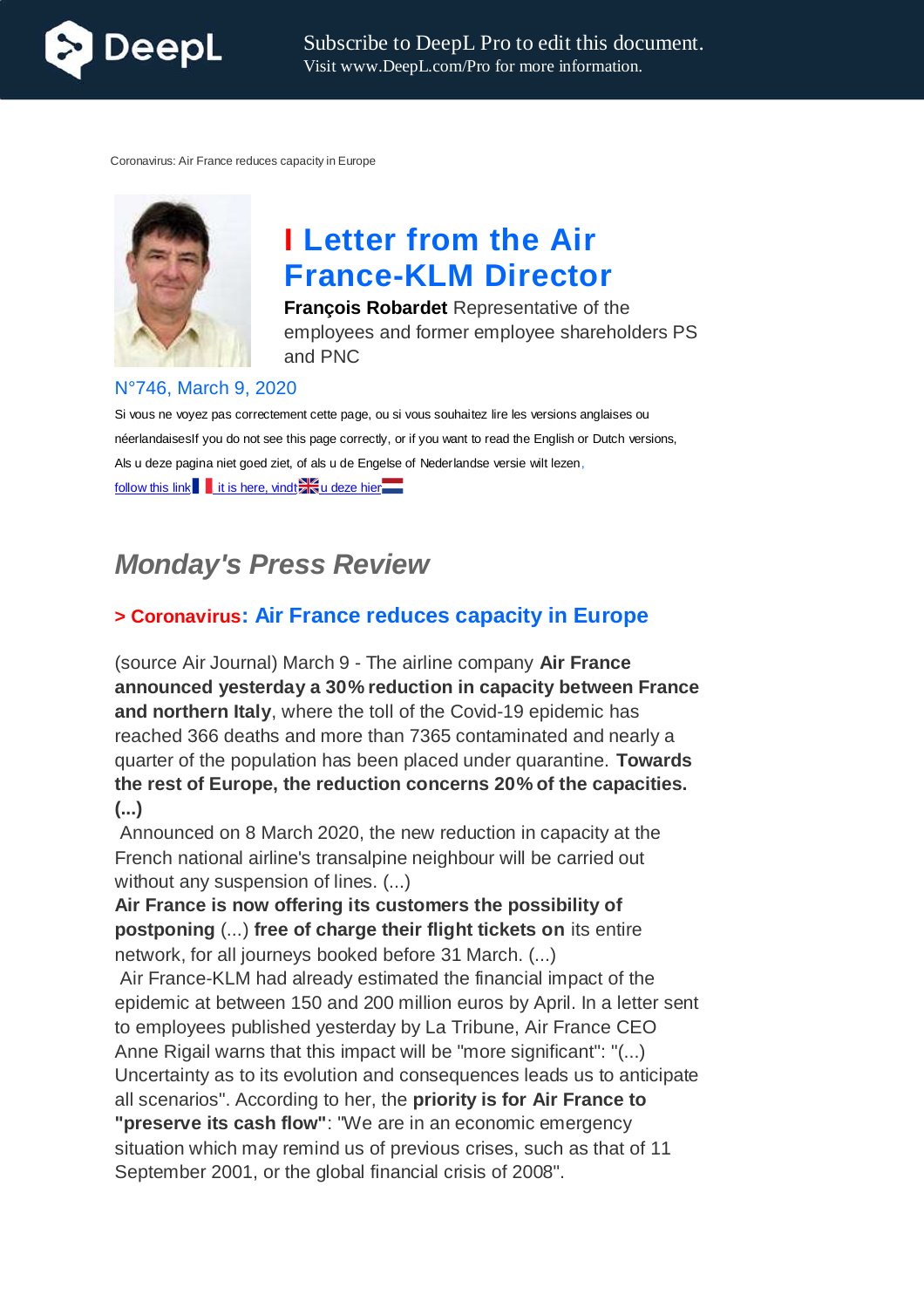Coronavirus: Air France reduces capacity in Europe

# I Letter from the Air France-KLM Director

**François Robardet** Representative of the employees and former employee shareholders PS and PNC

N°746, March 9, 2020

Si vous ne voyez pas correctement cette page, ou si vous souhaitez lire les versions anglaises ou néerlandaisesIf you do not see this page correctly, or if you want to read the English or Dutch versions, Als u deze pagina niet goed ziet, of als u de Engelse of Nederlandse versie wilt lezen, follow this link it is here, vindt u deze hier

## *Monday's Press Review*

### > Coronavirus: Air France reduces capacity in Europe

(source Air Journal) March 9 - The airline company **Air France announced yesterday a 30% reduction in capacity between France and northern Italy**, where the toll of the Covid-19 epidemic has reached 366 deaths and more than 7365 contaminated and nearly a quarter of the population has been placed under quarantine. **Towards the rest of Europe, the reduction concerns 20% of the capacities. (...)**

Announced on 8 March 2020, the new reduction in capacity at the French national airline's transalpine neighbour will be carried out without any suspension of lines. (...)

**Air France is now offering its customers the possibility of postponing** (...) **free of charge their flight tickets on** its entire network, for all journeys booked before 31 March. (...)

Air France-KLM had already estimated the financial impact of the epidemic at between 150 and 200 million euros by April. In a letter sent to employees published yesterday by La Tribune, Air France CEO Anne Rigail warns that this impact will be "more significant": "(...) Uncertainty as to its evolution and consequences leads us to anticipate all scenarios". According to her, the **priority is for Air France to "preserve its cash flow"**: "We are in an economic emergency situation which may remind us of previous crises, such as that of 11 September 2001, or the global financial crisis of 2008".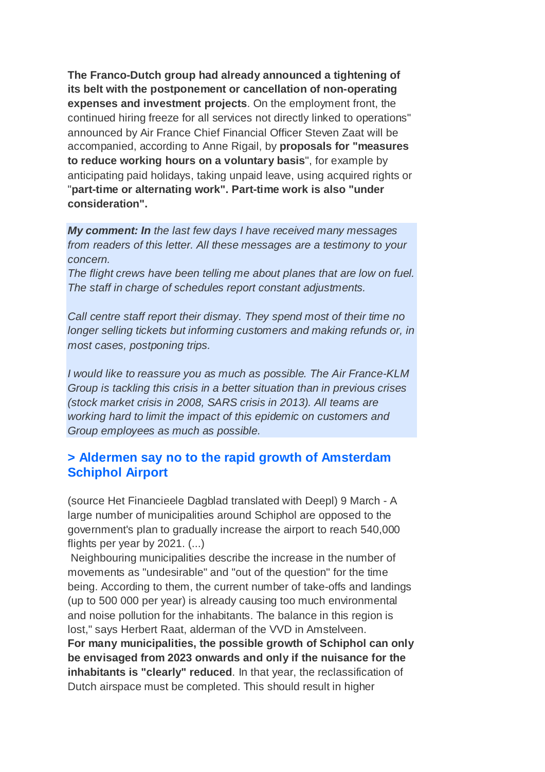**The Franco-Dutch group had already announced a tightening of its belt with the postponement or cancellation of non-operating expenses and investment projects**. On the employment front, the continued hiring freeze for all services not directly linked to operations" announced by Air France Chief Financial Officer Steven Zaat will be accompanied, according to Anne Rigail, by **proposals for "measures to reduce working hours on a voluntary basis**", for example by anticipating paid holidays, taking unpaid leave, using acquired rights or "**part-time or alternating work". Part-time work is also "under consideration".**

***My comment: In** the last few days I have received many messages from readers of this letter. All these messages are a testimony to your concern.*
*The flight crews have been telling me about planes that are low on fuel. The staff in charge of schedules report constant adjustments.*

*Call centre staff report their dismay. They spend most of their time no longer selling tickets but informing customers and making refunds or, in most cases, postponing trips.*

*I would like to reassure you as much as possible. The Air France-KLM Group is tackling this crisis in a better situation than in previous crises (stock market crisis in 2008, SARS crisis in 2013). All teams are working hard to limit the impact of this epidemic on customers and Group employees as much as possible.*

### > Aldermen say no to the rapid growth of Amsterdam Schiphol Airport

(source Het Financieele Dagblad translated with Deepl) 9 March - A large number of municipalities around Schiphol are opposed to the government's plan to gradually increase the airport to reach 540,000 flights per year by 2021. (...)
Neighbouring municipalities describe the increase in the number of movements as "undesirable" and "out of the question" for the time being. According to them, the current number of take-offs and landings (up to 500 000 per year) is already causing too much environmental and noise pollution for the inhabitants. The balance in this region is lost," says Herbert Raat, alderman of the VVD in Amstelveen.
**For many municipalities, the possible growth of Schiphol can only be envisaged from 2023 onwards and only if the nuisance for the inhabitants is "clearly" reduced**. In that year, the reclassification of Dutch airspace must be completed. This should result in higher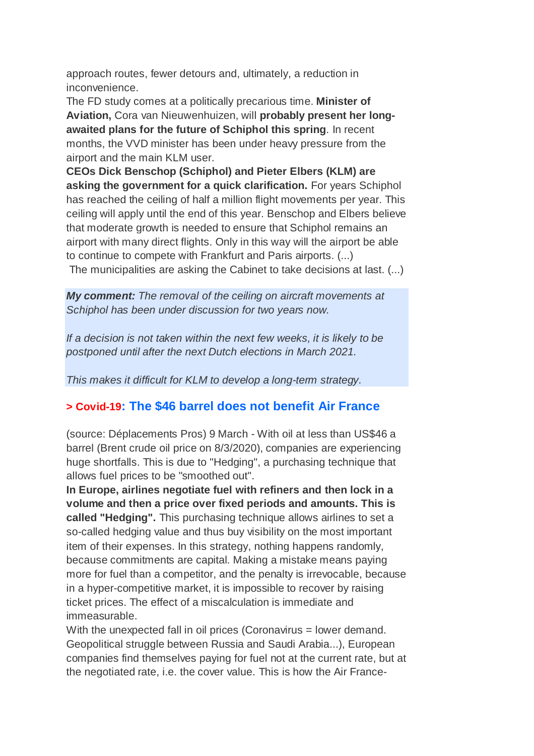approach routes, fewer detours and, ultimately, a reduction in inconvenience.

The FD study comes at a politically precarious time. **Minister of Aviation,** Cora van Nieuwenhuizen, will **probably present her long-awaited plans for the future of Schiphol this spring**. In recent months, the VVD minister has been under heavy pressure from the airport and the main KLM user.

**CEOs Dick Benschop (Schiphol) and Pieter Elbers (KLM) are asking the government for a quick clarification.** For years Schiphol has reached the ceiling of half a million flight movements per year. This ceiling will apply until the end of this year. Benschop and Elbers believe that moderate growth is needed to ensure that Schiphol remains an airport with many direct flights. Only in this way will the airport be able to continue to compete with Frankfurt and Paris airports. (...)

The municipalities are asking the Cabinet to take decisions at last. (...)

***My comment:*** *The removal of the ceiling on aircraft movements at Schiphol has been under discussion for two years now.*

*If a decision is not taken within the next few weeks, it is likely to be postponed until after the next Dutch elections in March 2021.*

*This makes it difficult for KLM to develop a long-term strategy.*

## > Covid-19: The $46 barrel does not benefit Air France

(source: Déplacements Pros) 9 March - With oil at less than US$46 a barrel (Brent crude oil price on 8/3/2020), companies are experiencing huge shortfalls. This is due to "Hedging", a purchasing technique that allows fuel prices to be "smoothed out".

**In Europe, airlines negotiate fuel with refiners and then lock in a volume and then a price over fixed periods and amounts. This is called "Hedging".** This purchasing technique allows airlines to set a so-called hedging value and thus buy visibility on the most important item of their expenses. In this strategy, nothing happens randomly, because commitments are capital. Making a mistake means paying more for fuel than a competitor, and the penalty is irrevocable, because in a hyper-competitive market, it is impossible to recover by raising ticket prices. The effect of a miscalculation is immediate and immeasurable.

With the unexpected fall in oil prices (Coronavirus = lower demand. Geopolitical struggle between Russia and Saudi Arabia...), European companies find themselves paying for fuel not at the current rate, but at the negotiated rate, i.e. the cover value. This is how the Air France-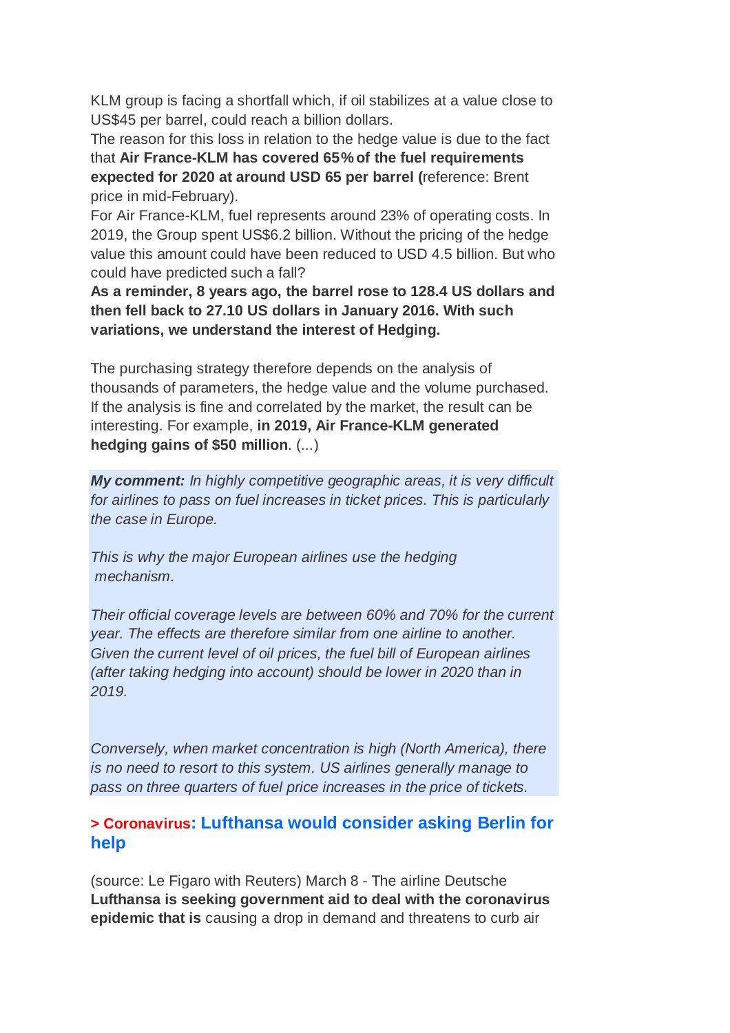KLM group is facing a shortfall which, if oil stabilizes at a value close to US$45 per barrel, could reach a billion dollars.
The reason for this loss in relation to the hedge value is due to the fact that **Air France-KLM has covered 65% of the fuel requirements expected for 2020 at around USD 65 per barrel (**reference: Brent price in mid-February).
For Air France-KLM, fuel represents around 23% of operating costs. In 2019, the Group spent US$6.2 billion. Without the pricing of the hedge value this amount could have been reduced to USD 4.5 billion. But who could have predicted such a fall?
**As a reminder, 8 years ago, the barrel rose to 128.4 US dollars and then fell back to 27.10 US dollars in January 2016. With such variations, we understand the interest of Hedging.**

The purchasing strategy therefore depends on the analysis of thousands of parameters, the hedge value and the volume purchased. If the analysis is fine and correlated by the market, the result can be interesting. For example, **in 2019, Air France-KLM generated hedging gains of $50 million**. (...)

***My comment:*** *In highly competitive geographic areas, it is very difficult for airlines to pass on fuel increases in ticket prices. This is particularly the case in Europe.*

*This is why the major European airlines use the hedging mechanism.*

*Their official coverage levels are between 60% and 70% for the current year. The effects are therefore similar from one airline to another. Given the current level of oil prices, the fuel bill of European airlines (after taking hedging into account) should be lower in 2020 than in 2019.*

*Conversely, when market concentration is high (North America), there is no need to resort to this system. US airlines generally manage to pass on three quarters of fuel price increases in the price of tickets.*

### > Coronavirus: Lufthansa would consider asking Berlin for help

(source: Le Figaro with Reuters) March 8 - The airline Deutsche **Lufthansa is seeking government aid to deal with the coronavirus epidemic that is** causing a drop in demand and threatens to curb air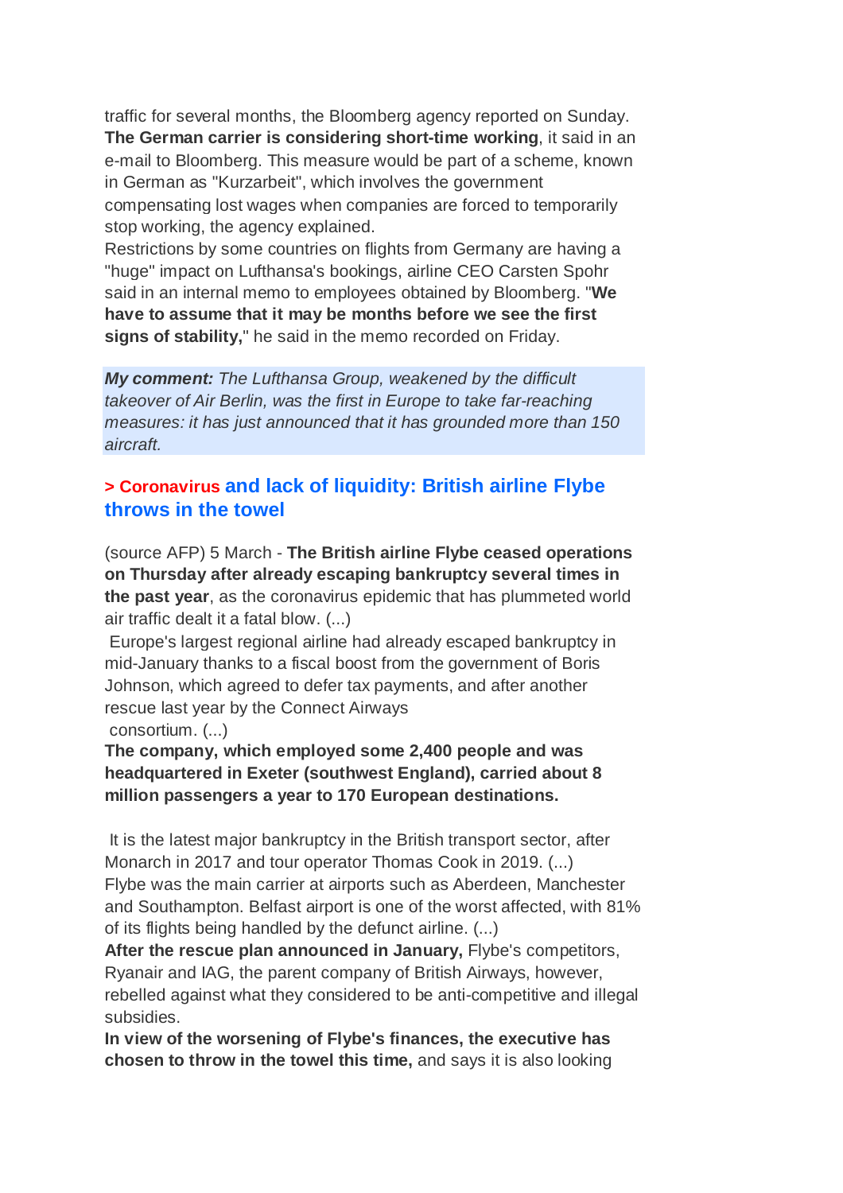traffic for several months, the Bloomberg agency reported on Sunday. **The German carrier is considering short-time working**, it said in an e-mail to Bloomberg. This measure would be part of a scheme, known in German as "Kurzarbeit", which involves the government compensating lost wages when companies are forced to temporarily stop working, the agency explained.
Restrictions by some countries on flights from Germany are having a "huge" impact on Lufthansa's bookings, airline CEO Carsten Spohr said in an internal memo to employees obtained by Bloomberg. "**We have to assume that it may be months before we see the first signs of stability,**" he said in the memo recorded on Friday.

***My comment:*** *The Lufthansa Group, weakened by the difficult takeover of Air Berlin, was the first in Europe to take far-reaching measures: it has just announced that it has grounded more than 150 aircraft.*

### > Coronavirus and lack of liquidity: British airline Flybe throws in the towel

(source AFP) 5 March - **The British airline Flybe ceased operations on Thursday after already escaping bankruptcy several times in the past year**, as the coronavirus epidemic that has plummeted world air traffic dealt it a fatal blow. (...)
Europe's largest regional airline had already escaped bankruptcy in mid-January thanks to a fiscal boost from the government of Boris Johnson, which agreed to defer tax payments, and after another rescue last year by the Connect Airways consortium. (...)
**The company, which employed some 2,400 people and was headquartered in Exeter (southwest England), carried about 8 million passengers a year to 170 European destinations.**

It is the latest major bankruptcy in the British transport sector, after Monarch in 2017 and tour operator Thomas Cook in 2019. (...)
Flybe was the main carrier at airports such as Aberdeen, Manchester and Southampton. Belfast airport is one of the worst affected, with 81% of its flights being handled by the defunct airline. (...)
**After the rescue plan announced in January,** Flybe's competitors, Ryanair and IAG, the parent company of British Airways, however, rebelled against what they considered to be anti-competitive and illegal subsidies.
**In view of the worsening of Flybe's finances, the executive has chosen to throw in the towel this time,** and says it is also looking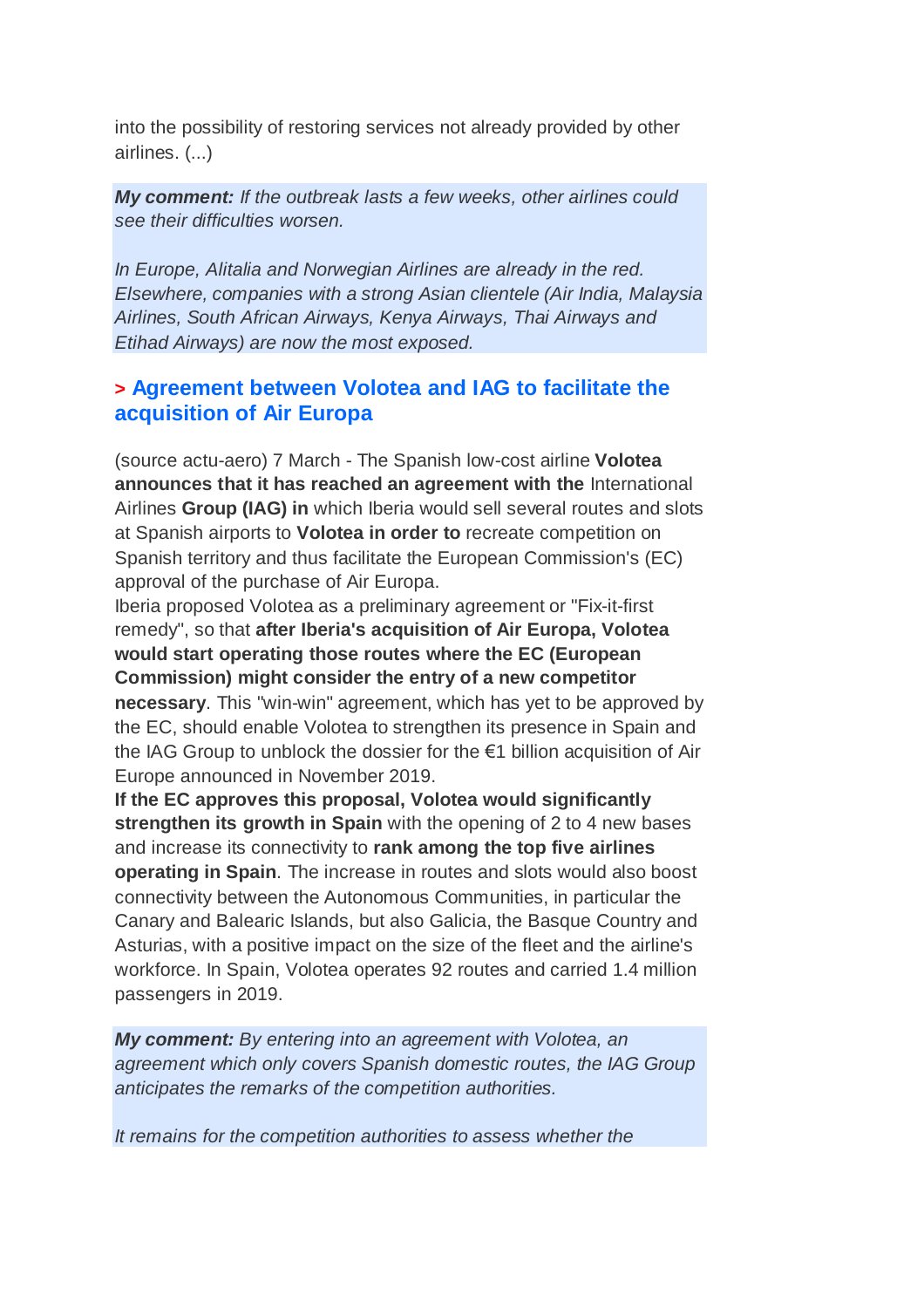into the possibility of restoring services not already provided by other airlines. (...)

***My comment:*** *If the outbreak lasts a few weeks, other airlines could see their difficulties worsen.*

*In Europe, Alitalia and Norwegian Airlines are already in the red. Elsewhere, companies with a strong Asian clientele (Air India, Malaysia Airlines, South African Airways, Kenya Airways, Thai Airways and Etihad Airways) are now the most exposed.*

### > Agreement between Volotea and IAG to facilitate the acquisition of Air Europa

(source actu-aero) 7 March - The Spanish low-cost airline **Volotea announces that it has reached an agreement with the** International Airlines **Group (IAG) in** which Iberia would sell several routes and slots at Spanish airports to **Volotea in order to** recreate competition on Spanish territory and thus facilitate the European Commission's (EC) approval of the purchase of Air Europa.
Iberia proposed Volotea as a preliminary agreement or "Fix-it-first remedy", so that **after Iberia's acquisition of Air Europa, Volotea would start operating those routes where the EC (European Commission) might consider the entry of a new competitor necessary**. This "win-win" agreement, which has yet to be approved by the EC, should enable Volotea to strengthen its presence in Spain and the IAG Group to unblock the dossier for the €1 billion acquisition of Air Europe announced in November 2019.
**If the EC approves this proposal, Volotea would significantly strengthen its growth in Spain** with the opening of 2 to 4 new bases and increase its connectivity to **rank among the top five airlines operating in Spain**. The increase in routes and slots would also boost connectivity between the Autonomous Communities, in particular the Canary and Balearic Islands, but also Galicia, the Basque Country and Asturias, with a positive impact on the size of the fleet and the airline's workforce. In Spain, Volotea operates 92 routes and carried 1.4 million passengers in 2019.

***My comment:*** *By entering into an agreement with Volotea, an agreement which only covers Spanish domestic routes, the IAG Group anticipates the remarks of the competition authorities.*

*It remains for the competition authorities to assess whether the*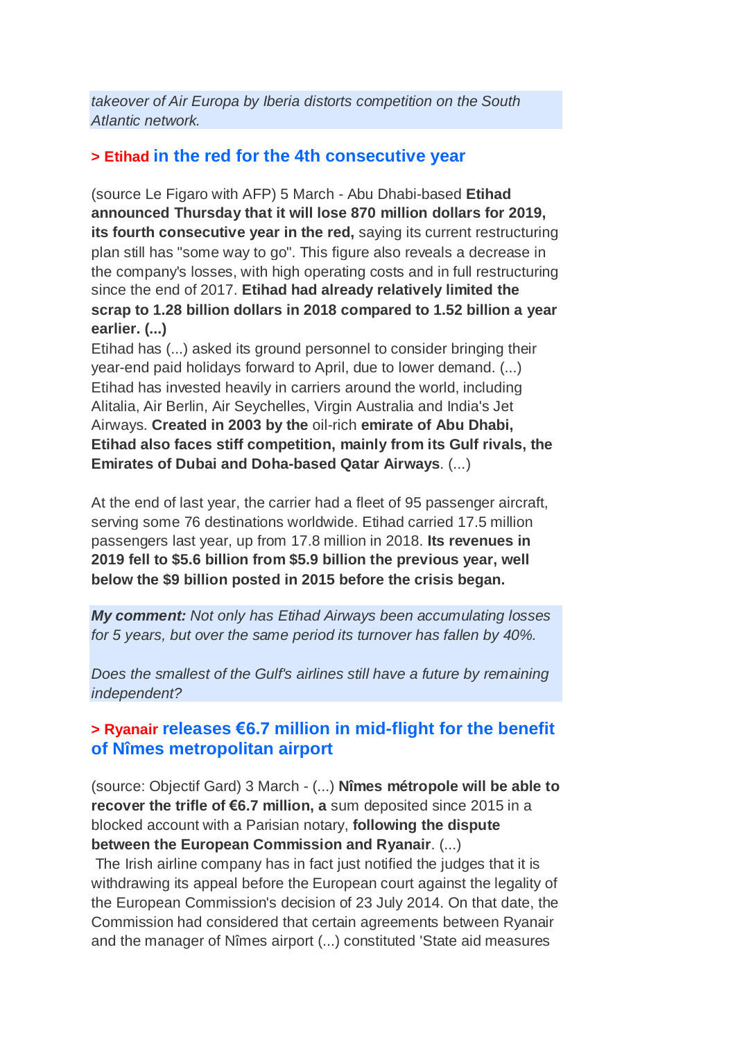*takeover of Air Europa by Iberia distorts competition on the South Atlantic network.*

### > Etihad in the red for the 4th consecutive year

(source Le Figaro with AFP) 5 March - Abu Dhabi-based **Etihad announced Thursday that it will lose 870 million dollars for 2019, its fourth consecutive year in the red,** saying its current restructuring plan still has "some way to go". This figure also reveals a decrease in the company's losses, with high operating costs and in full restructuring since the end of 2017. **Etihad had already relatively limited the scrap to 1.28 billion dollars in 2018 compared to 1.52 billion a year earlier. (...)**
Etihad has (...) asked its ground personnel to consider bringing their year-end paid holidays forward to April, due to lower demand. (...)
Etihad has invested heavily in carriers around the world, including Alitalia, Air Berlin, Air Seychelles, Virgin Australia and India's Jet Airways. **Created in 2003 by the** oil-rich **emirate of Abu Dhabi, Etihad also faces stiff competition, mainly from its Gulf rivals, the Emirates of Dubai and Doha-based Qatar Airways**. (...)

At the end of last year, the carrier had a fleet of 95 passenger aircraft, serving some 76 destinations worldwide. Etihad carried 17.5 million passengers last year, up from 17.8 million in 2018. **Its revenues in 2019 fell to $5.6 billion from $5.9 billion the previous year, well below the $9 billion posted in 2015 before the crisis began.**

***My comment:*** *Not only has Etihad Airways been accumulating losses for 5 years, but over the same period its turnover has fallen by 40%.*

*Does the smallest of the Gulf's airlines still have a future by remaining independent?*

### > Ryanair releases €6.7 million in mid-flight for the benefit of Nîmes metropolitan airport

(source: Objectif Gard) 3 March - (...) **Nîmes métropole will be able to recover the trifle of €6.7 million, a** sum deposited since 2015 in a blocked account with a Parisian notary, **following the dispute between the European Commission and Ryanair**. (...)
The Irish airline company has in fact just notified the judges that it is withdrawing its appeal before the European court against the legality of the European Commission's decision of 23 July 2014. On that date, the Commission had considered that certain agreements between Ryanair and the manager of Nîmes airport (...) constituted 'State aid measures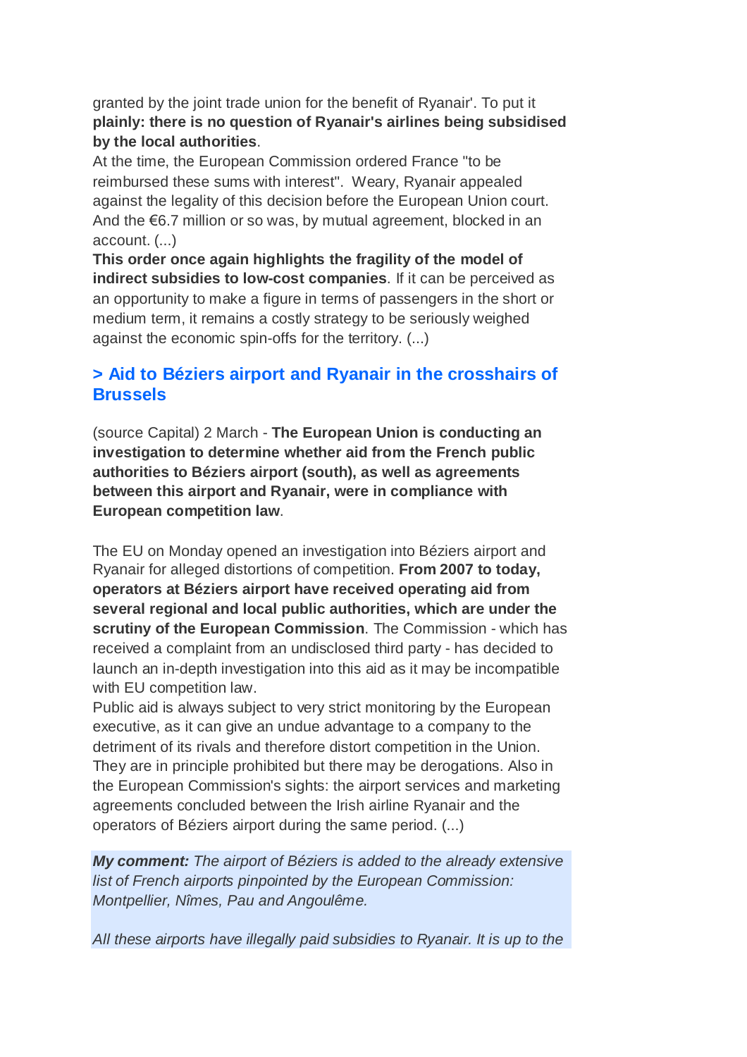granted by the joint trade union for the benefit of Ryanair'. To put it **plainly: there is no question of Ryanair's airlines being subsidised by the local authorities**.

At the time, the European Commission ordered France "to be reimbursed these sums with interest". Weary, Ryanair appealed against the legality of this decision before the European Union court. And the €6.7 million or so was, by mutual agreement, blocked in an account. (...)

**This order once again highlights the fragility of the model of indirect subsidies to low-cost companies**. If it can be perceived as an opportunity to make a figure in terms of passengers in the short or medium term, it remains a costly strategy to be seriously weighed against the economic spin-offs for the territory. (...)

### > Aid to Béziers airport and Ryanair in the crosshairs of Brussels

(source Capital) 2 March - **The European Union is conducting an investigation to determine whether aid from the French public authorities to Béziers airport (south), as well as agreements between this airport and Ryanair, were in compliance with European competition law**.

The EU on Monday opened an investigation into Béziers airport and Ryanair for alleged distortions of competition. **From 2007 to today, operators at Béziers airport have received operating aid from several regional and local public authorities, which are under the scrutiny of the European Commission**. The Commission - which has received a complaint from an undisclosed third party - has decided to launch an in-depth investigation into this aid as it may be incompatible with EU competition law.

Public aid is always subject to very strict monitoring by the European executive, as it can give an undue advantage to a company to the detriment of its rivals and therefore distort competition in the Union. They are in principle prohibited but there may be derogations. Also in the European Commission's sights: the airport services and marketing agreements concluded between the Irish airline Ryanair and the operators of Béziers airport during the same period. (...)

***My comment:*** *The airport of Béziers is added to the already extensive list of French airports pinpointed by the European Commission: Montpellier, Nîmes, Pau and Angoulême.*

*All these airports have illegally paid subsidies to Ryanair. It is up to the*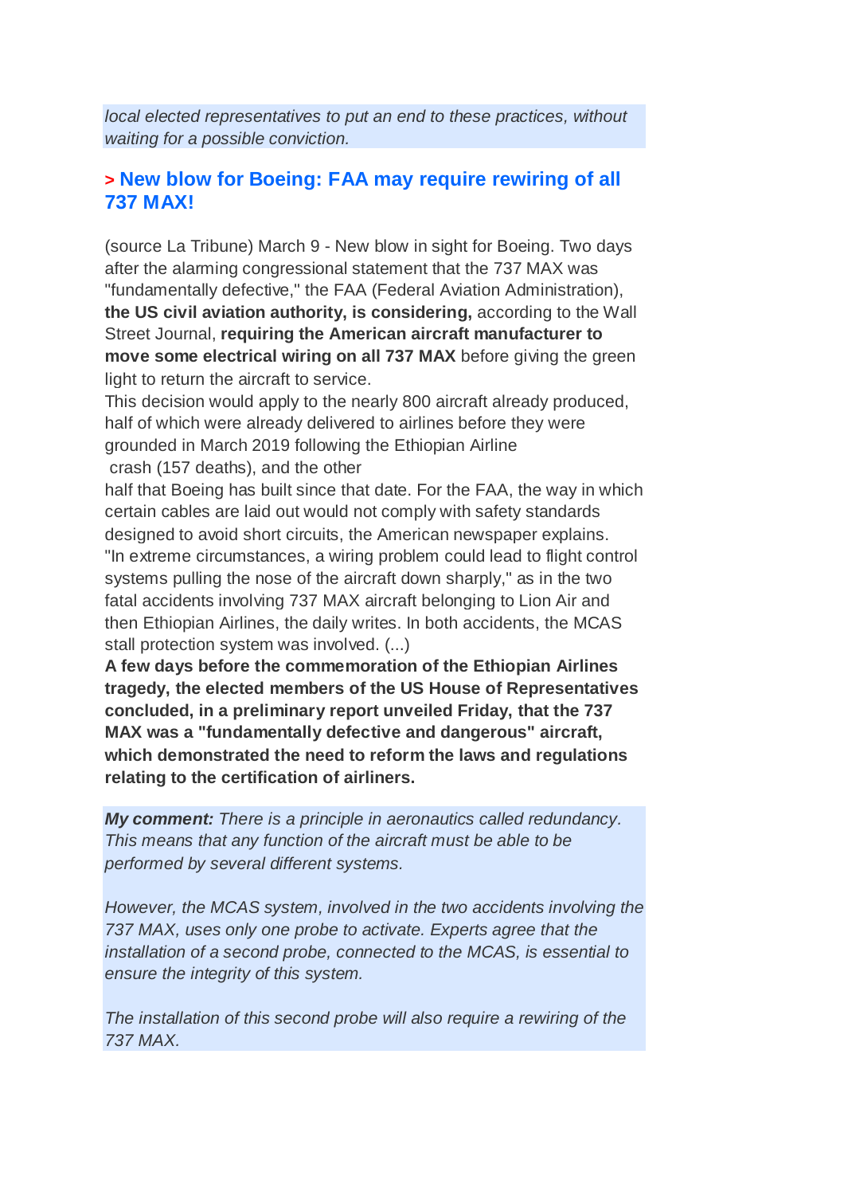*local elected representatives to put an end to these practices, without waiting for a possible conviction.*

## > New blow for Boeing: FAA may require rewiring of all 737 MAX!

(source La Tribune) March 9 - New blow in sight for Boeing. Two days after the alarming congressional statement that the 737 MAX was "fundamentally defective," the FAA (Federal Aviation Administration), **the US civil aviation authority, is considering,** according to the Wall Street Journal, **requiring the American aircraft manufacturer to move some electrical wiring on all 737 MAX** before giving the green light to return the aircraft to service.
This decision would apply to the nearly 800 aircraft already produced, half of which were already delivered to airlines before they were grounded in March 2019 following the Ethiopian Airline crash (157 deaths), and the other half that Boeing has built since that date. For the FAA, the way in which certain cables are laid out would not comply with safety standards designed to avoid short circuits, the American newspaper explains. "In extreme circumstances, a wiring problem could lead to flight control systems pulling the nose of the aircraft down sharply," as in the two fatal accidents involving 737 MAX aircraft belonging to Lion Air and then Ethiopian Airlines, the daily writes. In both accidents, the MCAS stall protection system was involved. (...)
**A few days before the commemoration of the Ethiopian Airlines tragedy, the elected members of the US House of Representatives concluded, in a preliminary report unveiled Friday, that the 737 MAX was a "fundamentally defective and dangerous" aircraft, which demonstrated the need to reform the laws and regulations relating to the certification of airliners.**

***My comment:*** *There is a principle in aeronautics called redundancy. This means that any function of the aircraft must be able to be performed by several different systems.*

*However, the MCAS system, involved in the two accidents involving the 737 MAX, uses only one probe to activate. Experts agree that the installation of a second probe, connected to the MCAS, is essential to ensure the integrity of this system.*

*The installation of this second probe will also require a rewiring of the 737 MAX.*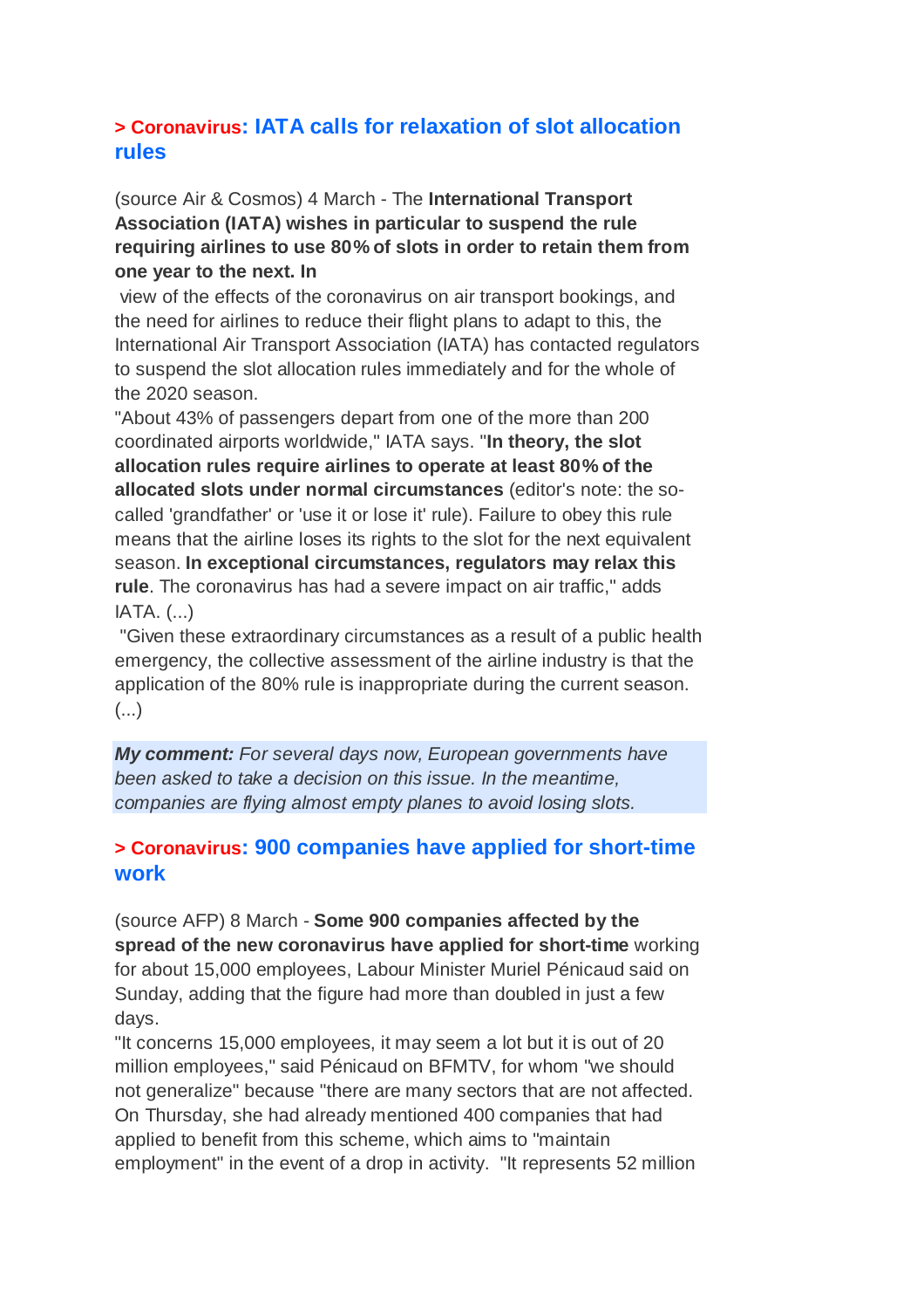## > Coronavirus: IATA calls for relaxation of slot allocation rules

(source Air & Cosmos) 4 March - The **International Transport Association (IATA) wishes in particular to suspend the rule requiring airlines to use 80% of slots in order to retain them from one year to the next. In**

view of the effects of the coronavirus on air transport bookings, and the need for airlines to reduce their flight plans to adapt to this, the International Air Transport Association (IATA) has contacted regulators to suspend the slot allocation rules immediately and for the whole of the 2020 season.

"About 43% of passengers depart from one of the more than 200 coordinated airports worldwide," IATA says. "**In theory, the slot allocation rules require airlines to operate at least 80% of the allocated slots under normal circumstances** (editor's note: the so-called 'grandfather' or 'use it or lose it' rule). Failure to obey this rule means that the airline loses its rights to the slot for the next equivalent season. **In exceptional circumstances, regulators may relax this rule**. The coronavirus has had a severe impact on air traffic," adds IATA. (...)

"Given these extraordinary circumstances as a result of a public health emergency, the collective assessment of the airline industry is that the application of the 80% rule is inappropriate during the current season. (...)

***My comment:*** *For several days now, European governments have been asked to take a decision on this issue. In the meantime, companies are flying almost empty planes to avoid losing slots.*

## > Coronavirus: 900 companies have applied for short-time work

(source AFP) 8 March - **Some 900 companies affected by the spread of the new coronavirus have applied for short-time** working for about 15,000 employees, Labour Minister Muriel Pénicaud said on Sunday, adding that the figure had more than doubled in just a few days.

"It concerns 15,000 employees, it may seem a lot but it is out of 20 million employees," said Pénicaud on BFMTV, for whom "we should not generalize" because "there are many sectors that are not affected. On Thursday, she had already mentioned 400 companies that had applied to benefit from this scheme, which aims to "maintain employment" in the event of a drop in activity. "It represents 52 million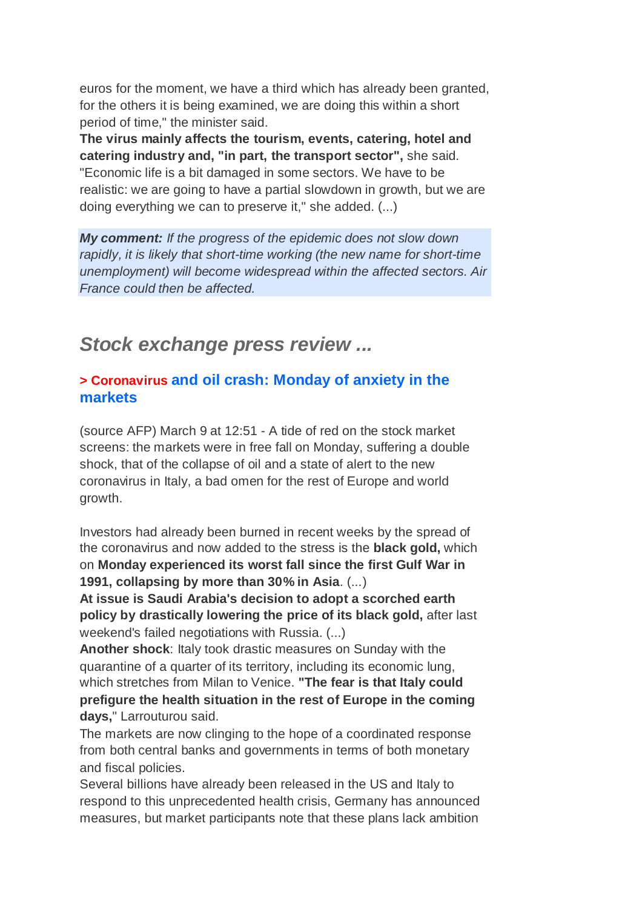euros for the moment, we have a third which has already been granted, for the others it is being examined, we are doing this within a short period of time," the minister said.
**The virus mainly affects the tourism, events, catering, hotel and catering industry and, "in part, the transport sector",** she said. "Economic life is a bit damaged in some sectors. We have to be realistic: we are going to have a partial slowdown in growth, but we are doing everything we can to preserve it," she added. (...)

***My comment:*** *If the progress of the epidemic does not slow down rapidly, it is likely that short-time working (the new name for short-time unemployment) will become widespread within the affected sectors. Air France could then be affected.*

## *Stock exchange press review ...*

### > Coronavirus and oil crash: Monday of anxiety in the markets

(source AFP) March 9 at 12:51 - A tide of red on the stock market screens: the markets were in free fall on Monday, suffering a double shock, that of the collapse of oil and a state of alert to the new coronavirus in Italy, a bad omen for the rest of Europe and world growth.

Investors had already been burned in recent weeks by the spread of the coronavirus and now added to the stress is the **black gold,** which on **Monday experienced its worst fall since the first Gulf War in 1991, collapsing by more than 30% in Asia**. (...)
**At issue is Saudi Arabia's decision to adopt a scorched earth policy by drastically lowering the price of its black gold,** after last weekend's failed negotiations with Russia. (...)
**Another shock**: Italy took drastic measures on Sunday with the quarantine of a quarter of its territory, including its economic lung, which stretches from Milan to Venice. **"The fear is that Italy could prefigure the health situation in the rest of Europe in the coming days,**" Larrouturou said.
The markets are now clinging to the hope of a coordinated response from both central banks and governments in terms of both monetary and fiscal policies.
Several billions have already been released in the US and Italy to respond to this unprecedented health crisis, Germany has announced measures, but market participants note that these plans lack ambition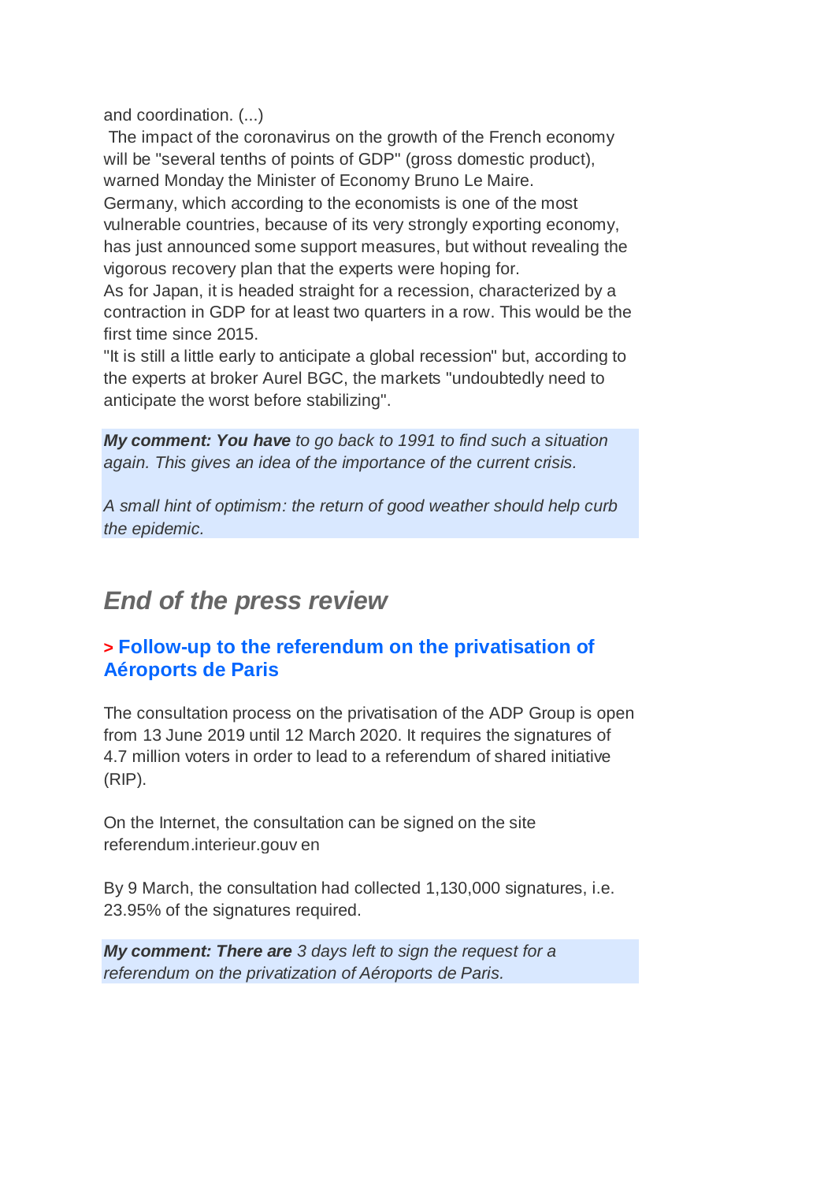and coordination. (...)

The impact of the coronavirus on the growth of the French economy will be "several tenths of points of GDP" (gross domestic product), warned Monday the Minister of Economy Bruno Le Maire.
Germany, which according to the economists is one of the most vulnerable countries, because of its very strongly exporting economy, has just announced some support measures, but without revealing the vigorous recovery plan that the experts were hoping for.
As for Japan, it is headed straight for a recession, characterized by a contraction in GDP for at least two quarters in a row. This would be the first time since 2015.
"It is still a little early to anticipate a global recession" but, according to the experts at broker Aurel BGC, the markets "undoubtedly need to anticipate the worst before stabilizing".

***My comment: You have** to go back to 1991 to find such a situation again. This gives an idea of the importance of the current crisis.*

*A small hint of optimism: the return of good weather should help curb the epidemic.*

## *End of the press review*

### > Follow-up to the referendum on the privatisation of Aéroports de Paris

The consultation process on the privatisation of the ADP Group is open from 13 June 2019 until 12 March 2020. It requires the signatures of 4.7 million voters in order to lead to a referendum of shared initiative (RIP).

On the Internet, the consultation can be signed on the site referendum.interieur.gouv en

By 9 March, the consultation had collected 1,130,000 signatures, i.e. 23.95% of the signatures required.

***My comment: There are** 3 days left to sign the request for a referendum on the privatization of Aéroports de Paris.*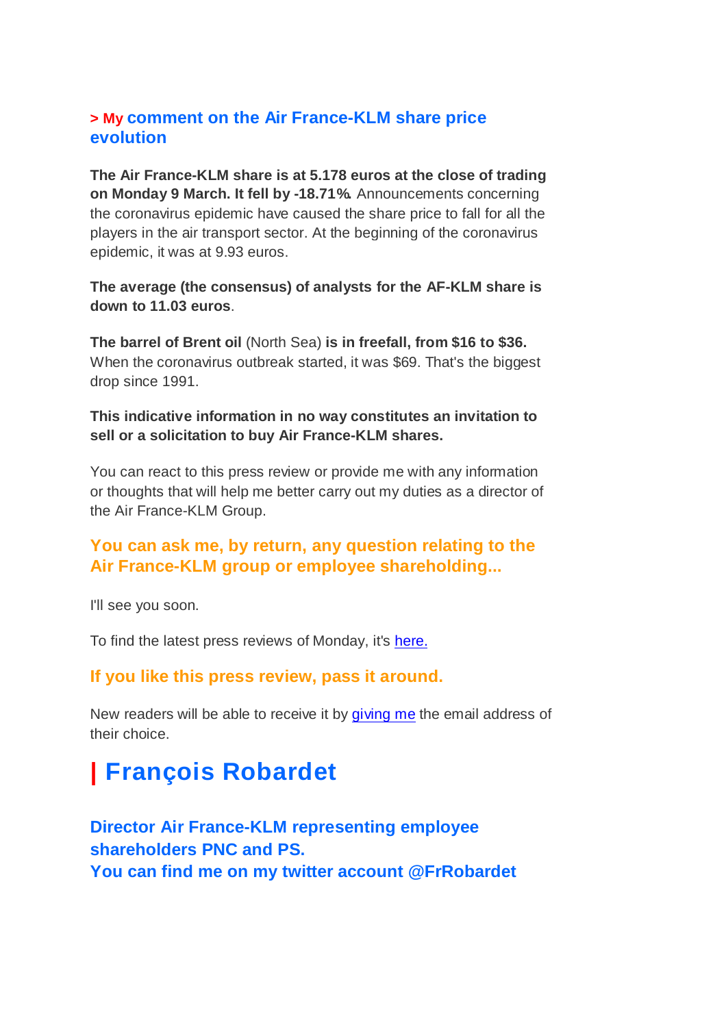## > My comment on the Air France-KLM share price evolution

**The Air France-KLM share is at 5.178 euros at the close of trading on Monday 9 March. It fell by -18.71%.** Announcements concerning the coronavirus epidemic have caused the share price to fall for all the players in the air transport sector. At the beginning of the coronavirus epidemic, it was at 9.93 euros.

**The average (the consensus) of analysts for the AF-KLM share is down to 11.03 euros**.

**The barrel of Brent oil** (North Sea) **is in freefall, from $16 to $36.** When the coronavirus outbreak started, it was $69. That's the biggest drop since 1991.

**This indicative information in no way constitutes an invitation to sell or a solicitation to buy Air France-KLM shares.**

You can react to this press review or provide me with any information or thoughts that will help me better carry out my duties as a director of the Air France-KLM Group.

### You can ask me, by return, any question relating to the Air France-KLM group or employee shareholding...

I'll see you soon.

To find the latest press reviews of Monday, it's here.

### If you like this press review, pass it around.

New readers will be able to receive it by giving me the email address of their choice.

# | François Robardet

**Director Air France-KLM representing employee shareholders PNC and PS.**
**You can find me on my twitter account @FrRobardet**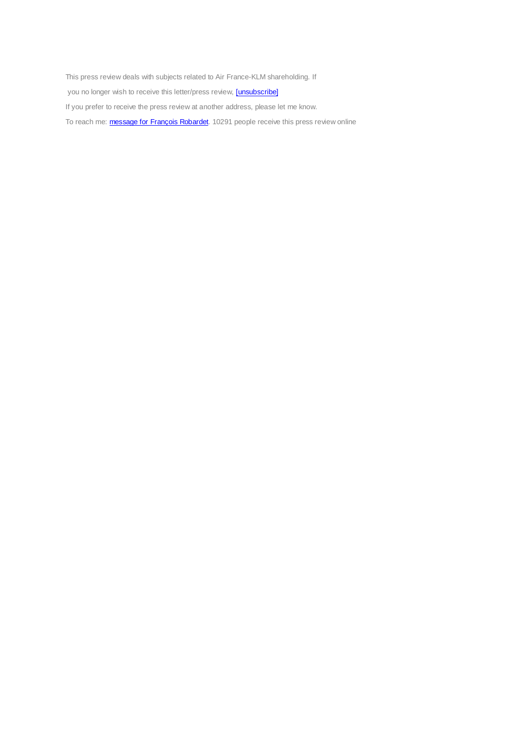This press review deals with subjects related to Air France-KLM shareholding. If

you no longer wish to receive this letter/press review, [unsubscribe]

If you prefer to receive the press review at another address, please let me know.

To reach me: message for François Robardet. 10291 people receive this press review online